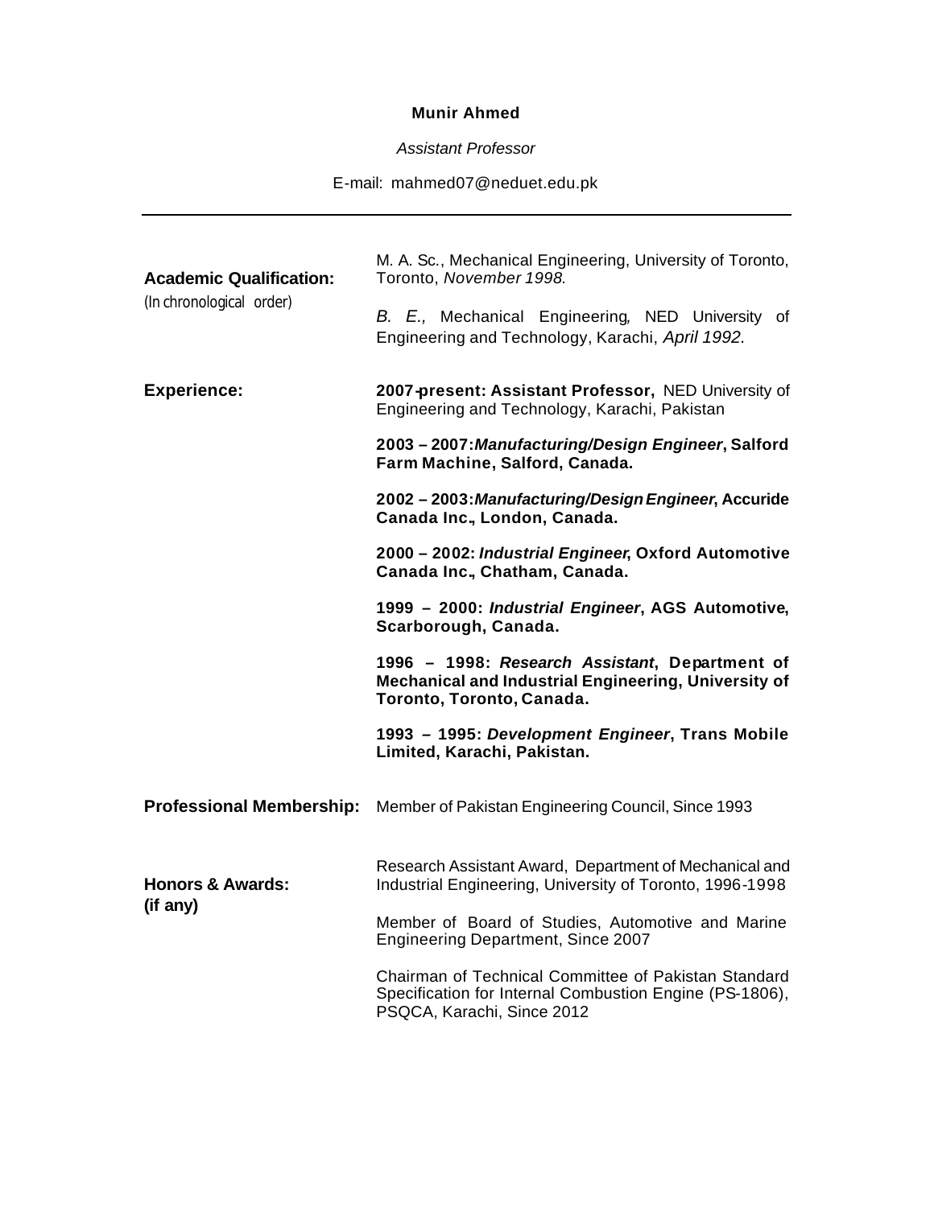**Munir Ahmed**

*Assistant Professor*

E-mail: mahmed07@neduet.edu.pk

---

**Academic Qualification:**
(In chronological order)

M. A. Sc., Mechanical Engineering, University of Toronto, Toronto, *November 1998.*

*B. E.,* Mechanical Engineering, NED University of Engineering and Technology, Karachi, *April 1992.*

**Experience:**

**2007-present: Assistant Professor,** NED University of Engineering and Technology, Karachi, Pakistan

**2003 – 2007:*Manufacturing/Design Engineer*, Salford Farm Machine, Salford, Canada.**

**2002 – 2003:*Manufacturing/Design Engineer*, Accuride Canada Inc., London, Canada.**

**2000 – 2002: *Industrial Engineer*, Oxford Automotive Canada Inc., Chatham, Canada.**

**1999 – 2000: *Industrial Engineer*, AGS Automotive, Scarborough, Canada.**

**1996 – 1998: *Research Assistant*, Department of Mechanical and Industrial Engineering, University of Toronto, Toronto, Canada.**

**1993 – 1995: *Development Engineer*, Trans Mobile Limited, Karachi, Pakistan.**

**Professional Membership:** Member of Pakistan Engineering Council, Since 1993

**Honors & Awards: (if any)**

Research Assistant Award, Department of Mechanical and Industrial Engineering, University of Toronto, 1996-1998

Member of Board of Studies, Automotive and Marine Engineering Department, Since 2007

Chairman of Technical Committee of Pakistan Standard Specification for Internal Combustion Engine (PS-1806), PSQCA, Karachi, Since 2012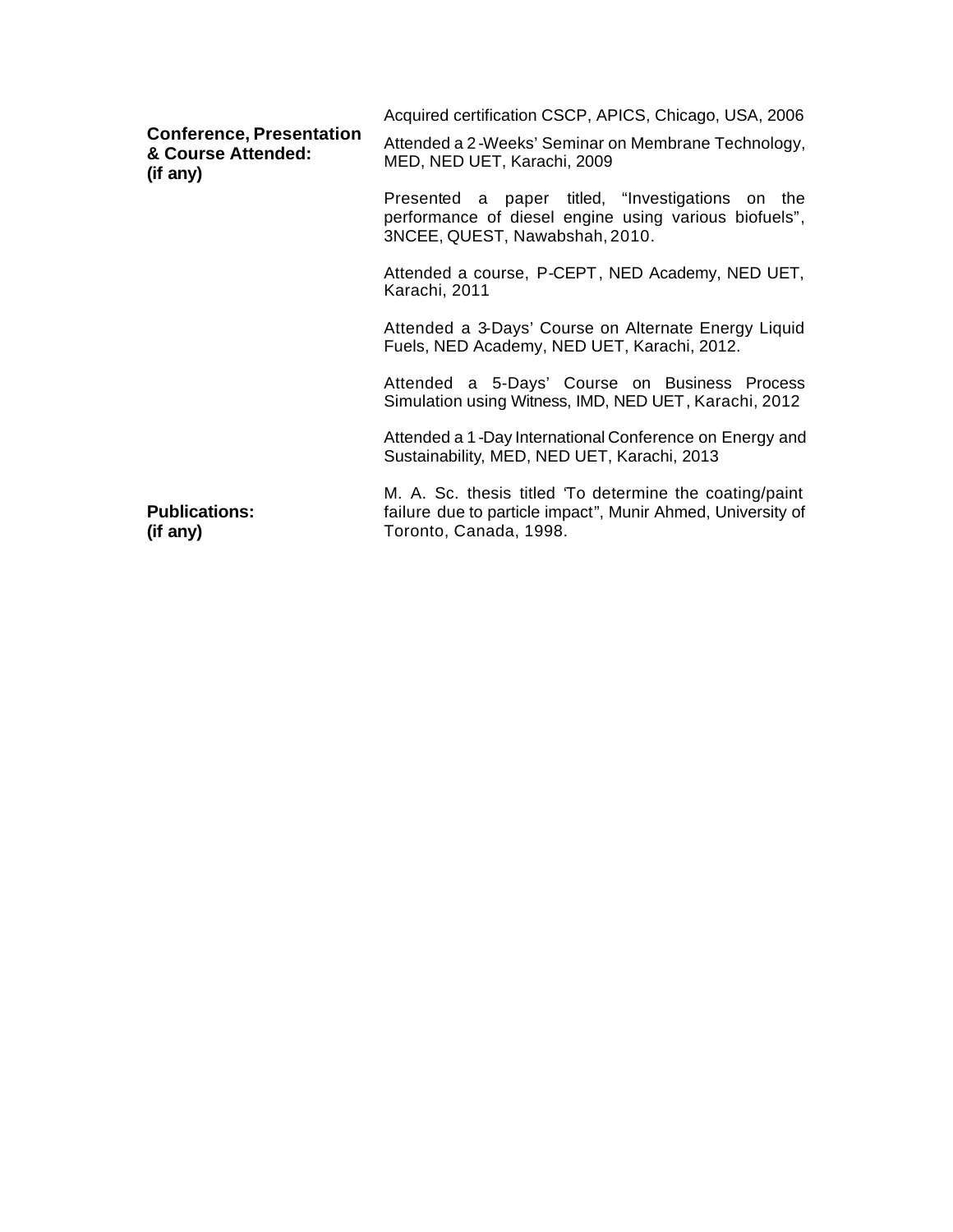**Conference, Presentation & Course Attended: (if any)**

Acquired certification CSCP, APICS, Chicago, USA, 2006

Attended a 2-Weeks' Seminar on Membrane Technology, MED, NED UET, Karachi, 2009

Presented a paper titled, "Investigations on the performance of diesel engine using various biofuels", 3NCEE, QUEST, Nawabshah, 2010.

Attended a course, P-CEPT, NED Academy, NED UET, Karachi, 2011

Attended a 3-Days' Course on Alternate Energy Liquid Fuels, NED Academy, NED UET, Karachi, 2012.

Attended a 5-Days' Course on Business Process Simulation using Witness, IMD, NED UET, Karachi, 2012

Attended a 1-Day International Conference on Energy and Sustainability, MED, NED UET, Karachi, 2013

**Publications: (if any)**

M. A. Sc. thesis titled 'To determine the coating/paint failure due to particle impact", Munir Ahmed, University of Toronto, Canada, 1998.